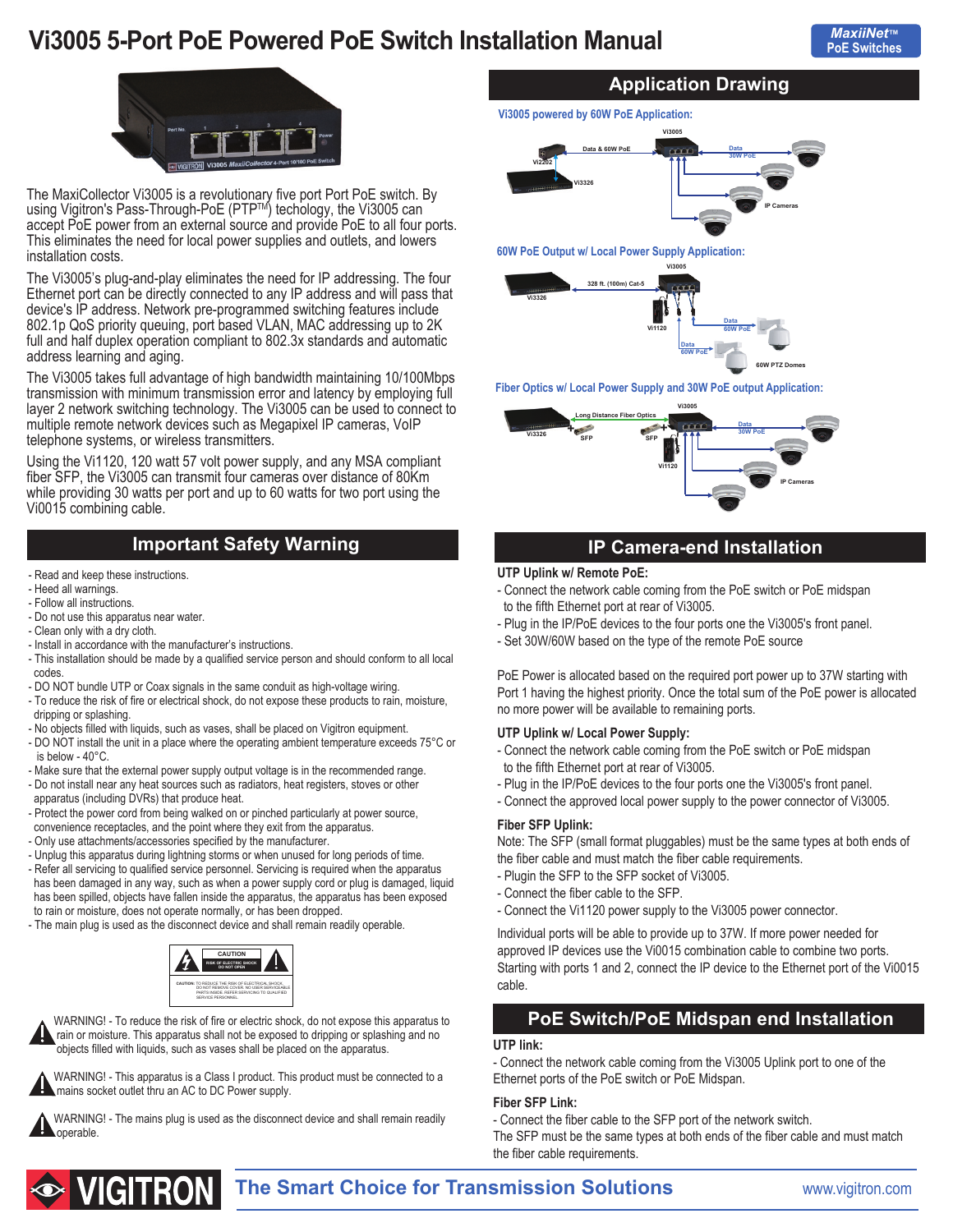# Vi3005 5-Port PoE Powered PoE Switch Installation Manual

MaxiiNet™ PoE Switches

The MaxiCollector Vi3005 is a revolutionary five port Port PoE switch. By using Vigitron's Pass-Through-PoE (PTP™) techology, the Vi3005 can accept PoE power from an external source and provide PoE to all four ports. This eliminates the need for local power supplies and outlets, and lowers installation costs.

The Vi3005's plug-and-play eliminates the need for IP addressing. The four Ethernet port can be directly connected to any IP address and will pass that device's IP address. Network pre-programmed switching features include 802.1p QoS priority queuing, port based VLAN, MAC addressing up to 2K full and half duplex operation compliant to 802.3x standards and automatic address learning and aging.

The Vi3005 takes full advantage of high bandwidth maintaining 10/100Mbps transmission with minimum transmission error and latency by employing full layer 2 network switching technology. The Vi3005 can be used to connect to multiple remote network devices such as Megapixel IP cameras, VoIP telephone systems, or wireless transmitters.

Using the Vi1120, 120 watt 57 volt power supply, and any MSA compliant fiber SFP, the Vi3005 can transmit four cameras over distance of 80Km while providing 30 watts per port and up to 60 watts for two port using the Vi0015 combining cable.

## Important Safety Warning

- Read and keep these instructions.
- Heed all warnings.
- Follow all instructions.
- Do not use this apparatus near water.
- Clean only with a dry cloth.
- Install in accordance with the manufacturer's instructions.
- This installation should be made by a qualified service person and should conform to all local codes.
- DO NOT bundle UTP or Coax signals in the same conduit as high-voltage wiring.
- To reduce the risk of fire or electrical shock, do not expose these products to rain, moisture, dripping or splashing.
- No objects filled with liquids, such as vases, shall be placed on Vigitron equipment.
- DO NOT install the unit in a place where the operating ambient temperature exceeds 75°C or is below - 40°C.
- Make sure that the external power supply output voltage is in the recommended range.
- Do not install near any heat sources such as radiators, heat registers, stoves or other apparatus (including DVRs) that produce heat.
- Protect the power cord from being walked on or pinched particularly at power source, convenience receptacles, and the point where they exit from the apparatus.
- Only use attachments/accessories specified by the manufacturer.
- Unplug this apparatus during lightning storms or when unused for long periods of time.
- Refer all servicing to qualified service personnel. Servicing is required when the apparatus has been damaged in any way, such as when a power supply cord or plug is damaged, liquid has been spilled, objects have fallen inside the apparatus, the apparatus has been exposed to rain or moisture, does not operate normally, or has been dropped.
- The main plug is used as the disconnect device and shall remain readily operable.

CAUTION: RISK OF ELECTRIC SHOCK DO NOT OPEN

CAUTION: TO REDUCE THE RISK OF ELECTRICAL SHOCK, DO NOT REMOVE COVER. NO USER-SERVICEABLE PARTS INSIDE. REFER SERVICING TO QUALIFIED SERVICE PERSONNEL.

WARNING! - To reduce the risk of fire or electric shock, do not expose this apparatus to rain or moisture. This apparatus shall not be exposed to dripping or splashing and no objects filled with liquids, such as vases shall be placed on the apparatus.

WARNING! - This apparatus is a Class I product. This product must be connected to a mains socket outlet thru an AC to DC Power supply.

WARNING! - The mains plug is used as the disconnect device and shall remain readily operable.

## Application Drawing

**Vi3005 powered by 60W PoE Application:**

**60W PoE Output w/ Local Power Supply Application:**

**Fiber Optics w/ Local Power Supply and 30W PoE output Application:**

## IP Camera-end Installation

### UTP Uplink w/ Remote PoE:

- Connect the network cable coming from the PoE switch or PoE midspan to the fifth Ethernet port at rear of Vi3005.
- Plug in the IP/PoE devices to the four ports one the Vi3005's front panel.
- Set 30W/60W based on the type of the remote PoE source

PoE Power is allocated based on the required port power up to 37W starting with Port 1 having the highest priority. Once the total sum of the PoE power is allocated no more power will be available to remaining ports.

### UTP Uplink w/ Local Power Supply:

- Connect the network cable coming from the PoE switch or PoE midspan to the fifth Ethernet port at rear of Vi3005.
- Plug in the IP/PoE devices to the four ports one the Vi3005's front panel.
- Connect the approved local power supply to the power connector of Vi3005.

### Fiber SFP Uplink:

Note: The SFP (small format pluggables) must be the same types at both ends of the fiber cable and must match the fiber cable requirements.

- Plugin the SFP to the SFP socket of Vi3005.
- Connect the fiber cable to the SFP.
- Connect the Vi1120 power supply to the Vi3005 power connector.

Individual ports will be able to provide up to 37W. If more power needed for approved IP devices use the Vi0015 combination cable to combine two ports. Starting with ports 1 and 2, connect the IP device to the Ethernet port of the Vi0015 cable.

## PoE Switch/PoE Midspan end Installation

### UTP link:

- Connect the network cable coming from the Vi3005 Uplink port to one of the Ethernet ports of the PoE switch or PoE Midspan.

### Fiber SFP Link:

- Connect the fiber cable to the SFP port of the network switch.

The SFP must be the same types at both ends of the fiber cable and must match the fiber cable requirements.

VIGITRON — The Smart Choice for Transmission Solutions — www.vigitron.com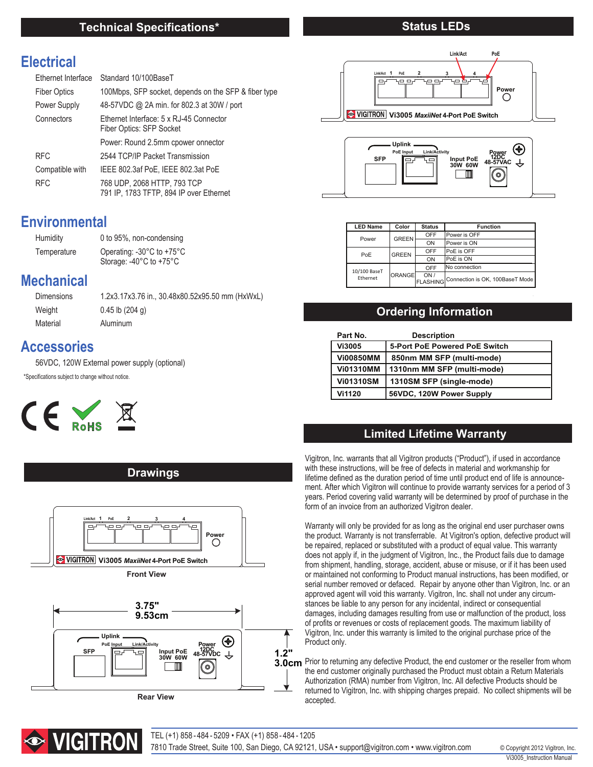## Technical Specifications*

### Electrical

| | |
|---|---|
| Ethernet Interface | Standard 10/100BaseT |
| Fiber Optics | 100Mbps, SFP socket, depends on the SFP & fiber type |
| Power Supply | 48-57VDC @ 2A min. for 802.3 at 30W / port |
| Connectors | Ethernet Interface: 5 x RJ-45 Connector<br>Fiber Optics: SFP Socket |
| | Power: Round 2.5mm cpower onnector |
| RFC | 2544 TCP/IP Packet Transmission |
| Compatible with | IEEE 802.3af PoE, IEEE 802.3at PoE |
| RFC | 768 UDP, 2068 HTTP, 793 TCP<br>791 IP, 1783 TFTP, 894 IP over Ethernet |

### Environmental

| | |
|---|---|
| Humidity | 0 to 95%, non-condensing |
| Temperature | Operating: -30°C to +75°C<br>Storage: -40°C to +75°C |

### Mechanical

| | |
|---|---|
| Dimensions | 1.2x3.17x3.76 in., 30.48x80.52x95.50 mm (HxWxL) |
| Weight | 0.45 lb (204 g) |
| Material | Aluminum |

### Accessories

56VDC, 120W External power supply (optional)

*Specifications subject to change without notice.

CE RoHS

## Drawings

Link/Act 1 PoE 2 3 4
Power
VIGITRON Vi3005 *MaxiiNet* 4-Port PoE Switch

Front View

3.75"
9.53cm

Uplink
PoE Input Link/Activity
SFP
Input PoE 30W 60W
Power 12DC 48-57VDC

1.2"
3.0cm

Rear View

## Status LEDs

Link/Act PoE
Link/Act 1 PoE 2 3 4
Power
VIGITRON Vi3005 *MaxiiNet* 4-Port PoE Switch

Uplink
PoE Input Link/Activity
SFP
Input PoE 30W 60W
Power 12DC 48-57VAC

| LED Name | Color | Status | Function |
|---|---|---|---|
| Power | GREEN | OFF | Power is OFF |
| | | ON | Power is ON |
| PoE | GREEN | OFF | PoE is OFF |
| | | ON | PoE is ON |
| 10/100 BaseT Ethernet | ORANGE | OFF | No connection |
| | | ON / FLASHING | Connection is OK, 100BaseT Mode |

## Ordering Information

| Part No. | Description |
|---|---|
| Vi3005 | 5-Port PoE Powered PoE Switch |
| Vi00850MM | 850nm MM SFP (multi-mode) |
| Vi01310MM | 1310nm MM SFP (multi-mode) |
| Vi01310SM | 1310SM SFP (single-mode) |
| Vi1120 | 56VDC, 120W Power Supply |

## Limited Lifetime Warranty

Vigitron, Inc. warrants that all Vigitron products (“Product”), if used in accordance with these instructions, will be free of defects in material and workmanship for lifetime defined as the duration period of time until product end of life is announcement. After which Vigitron will continue to provide warranty services for a period of 3 years. Period covering valid warranty will be determined by proof of purchase in the form of an invoice from an authorized Vigitron dealer.

Warranty will only be provided for as long as the original end user purchaser owns the product. Warranty is not transferrable. At Vigitron's option, defective product will be repaired, replaced or substituted with a product of equal value. This warranty does not apply if, in the judgment of Vigitron, Inc., the Product fails due to damage from shipment, handling, storage, accident, abuse or misuse, or if it has been used or maintained not conforming to Product manual instructions, has been modified, or serial number removed or defaced. Repair by anyone other than Vigitron, Inc. or an approved agent will void this warranty. Vigitron, Inc. shall not under any circumstances be liable to any person for any incidental, indirect or consequential damages, including damages resulting from use or malfunction of the product, loss of profits or revenues or costs of replacement goods. The maximum liability of Vigitron, Inc. under this warranty is limited to the original purchase price of the Product only.

Prior to returning any defective Product, the end customer or the reseller from whom the end customer originally purchased the Product must obtain a Return Materials Authorization (RMA) number from Vigitron, Inc. All defective Products should be returned to Vigitron, Inc. with shipping charges prepaid. No collect shipments will be accepted.

VIGITRON

TEL (+1) 858-484-5209 • FAX (+1) 858-484-1205
7810 Trade Street, Suite 100, San Diego, CA 92121, USA • support@vigitron.com • www.vigitron.com

© Copyright 2012 Vigitron, Inc.
Vi3005_Instruction Manual